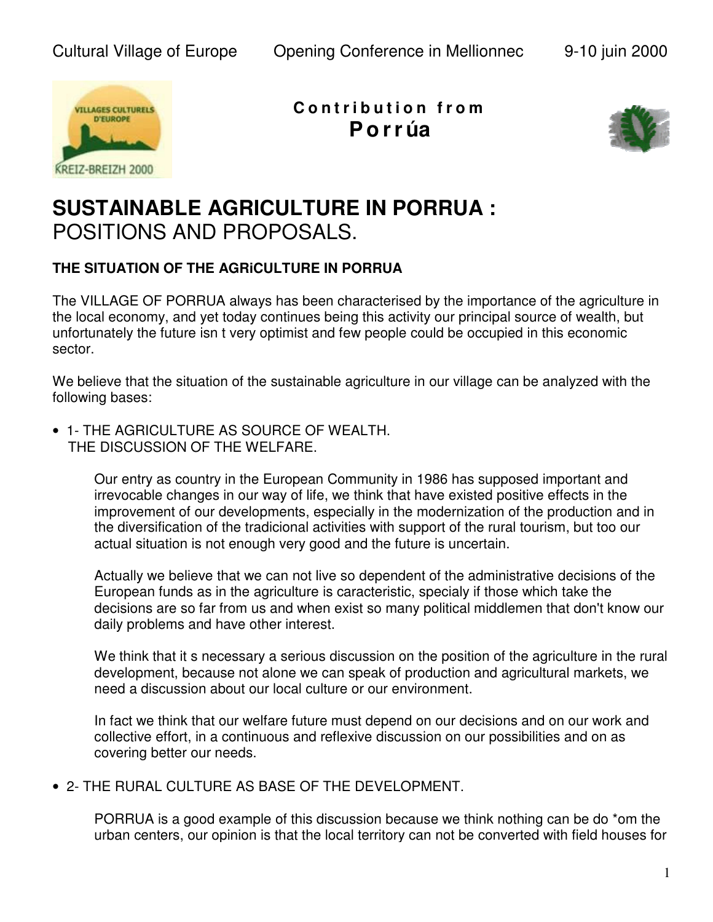**Contribution from Porrúa**

# SUSTAINABLE AGRICULTURE IN PORRUA : POSITIONS AND PROPOSALS.

### THE SITUATION OF THE AGRiCULTURE IN PORRUA

The VILLAGE OF PORRUA always has been characterised by the importance of the agriculture in the local economy, and yet today continues being this activity our principal source of wealth, but unfortunately the future isn t very optimist and few people could be occupied in this economic sector.

We believe that the situation of the sustainable agriculture in our village can be analyzed with the following bases:

- 1- THE AGRICULTURE AS SOURCE OF WEALTH.
  THE DISCUSSION OF THE WELFARE.

  Our entry as country in the European Community in 1986 has supposed important and irrevocable changes in our way of life, we think that have existed positive effects in the improvement of our developments, especially in the modernization of the production and in the diversification of the tradicional activities with support of the rural tourism, but too our actual situation is not enough very good and the future is uncertain.

  Actually we believe that we can not live so dependent of the administrative decisions of the European funds as in the agriculture is caracteristic, specialy if those which take the decisions are so far from us and when exist so many political middlemen that don't know our daily problems and have other interest.

  We think that it s necessary a serious discussion on the position of the agriculture in the rural development, because not alone we can speak of production and agricultural markets, we need a discussion about our local culture or our environment.

  In fact we think that our welfare future must depend on our decisions and on our work and collective effort, in a continuous and reflexive discussion on our possibilities and on as covering better our needs.

- 2- THE RURAL CULTURE AS BASE OF THE DEVELOPMENT.

  PORRUA is a good example of this discussion because we think nothing can be do *om the urban centers, our opinion is that the local territory can not be converted with field houses for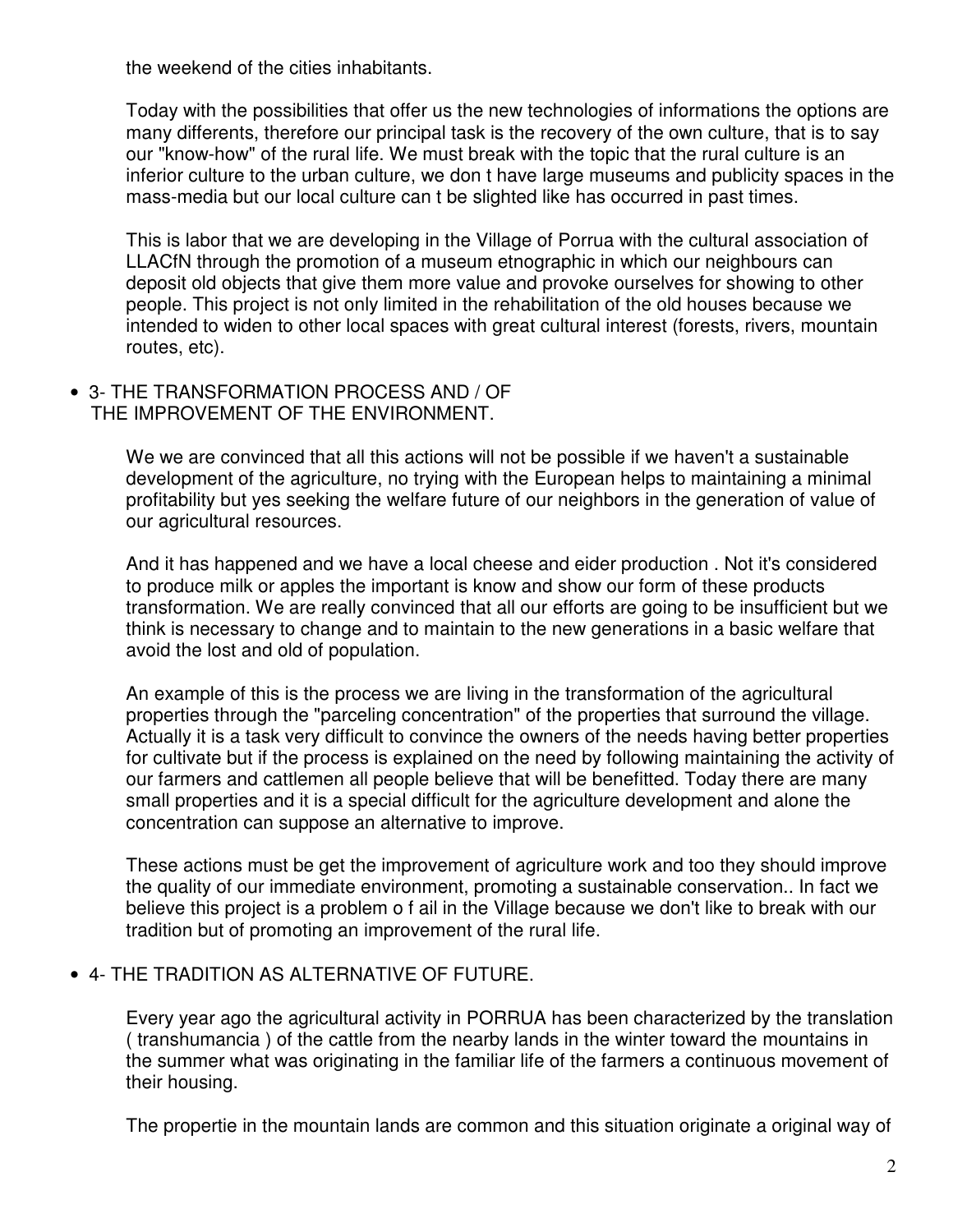the weekend of the cities inhabitants.

Today with the possibilities that offer us the new technologies of informations the options are many differents, therefore our principal task is the recovery of the own culture, that is to say our "know-how" of the rural life. We must break with the topic that the rural culture is an inferior culture to the urban culture, we don t have large museums and publicity spaces in the mass-media but our local culture can t be slighted like has occurred in past times.

This is labor that we are developing in the Village of Porrua with the cultural association of LLACfN through the promotion of a museum etnographic in which our neighbours can deposit old objects that give them more value and provoke ourselves for showing to other people. This project is not only limited in the rehabilitation of the old houses because we intended to widen to other local spaces with great cultural interest (forests, rivers, mountain routes, etc).

- 3- THE TRANSFORMATION PROCESS AND / OF THE IMPROVEMENT OF THE ENVIRONMENT.

We we are convinced that all this actions will not be possible if we haven't a sustainable development of the agriculture, no trying with the European helps to maintaining a minimal profitability but yes seeking the welfare future of our neighbors in the generation of value of our agricultural resources.

And it has happened and we have a local cheese and eider production . Not it's considered to produce milk or apples the important is know and show our form of these products transformation. We are really convinced that all our efforts are going to be insufficient but we think is necessary to change and to maintain to the new generations in a basic welfare that avoid the lost and old of population.

An example of this is the process we are living in the transformation of the agricultural properties through the "parceling concentration" of the properties that surround the village. Actually it is a task very difficult to convince the owners of the needs having better properties for cultivate but if the process is explained on the need by following maintaining the activity of our farmers and cattlemen all people believe that will be benefitted. Today there are many small properties and it is a special difficult for the agriculture development and alone the concentration can suppose an alternative to improve.

These actions must be get the improvement of agriculture work and too they should improve the quality of our immediate environment, promoting a sustainable conservation.. In fact we believe this project is a problem o f ail in the Village because we don't like to break with our tradition but of promoting an improvement of the rural life.

- 4- THE TRADITION AS ALTERNATIVE OF FUTURE.

Every year ago the agricultural activity in PORRUA has been characterized by the translation ( transhumancia ) of the cattle from the nearby lands in the winter toward the mountains in the summer what was originating in the familiar life of the farmers a continuous movement of their housing.

The propertie in the mountain lands are common and this situation originate a original way of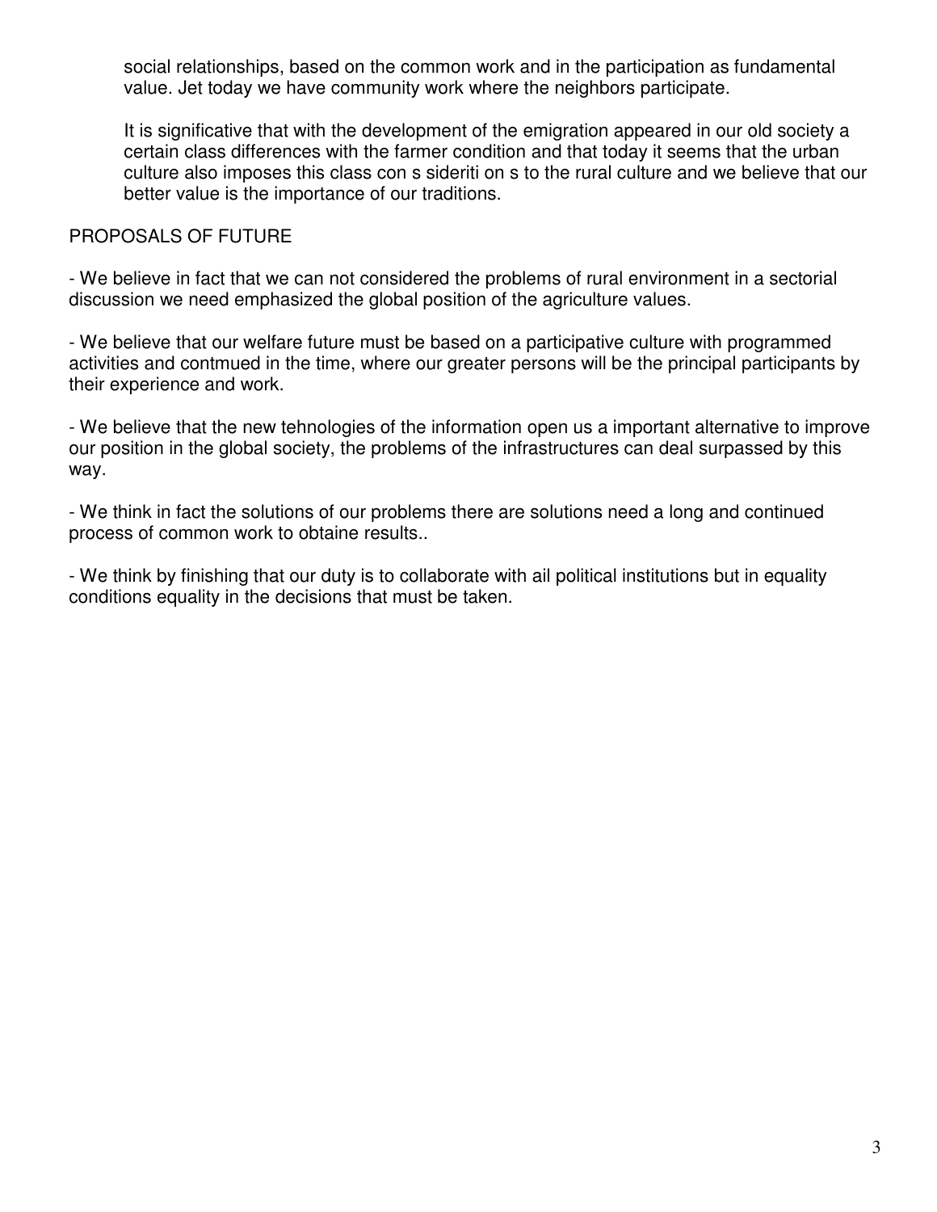social relationships, based on the common work and in the participation as fundamental value. Jet today we have community work where the neighbors participate.

It is significative that with the development of the emigration appeared in our old society a certain class differences with the farmer condition and that today it seems that the urban culture also imposes this class con s sideriti on s to the rural culture and we believe that our better value is the importance of our traditions.

PROPOSALS OF FUTURE

- We believe in fact that we can not considered the problems of rural environment in a sectorial discussion we need emphasized the global position of the agriculture values.

- We believe that our welfare future must be based on a participative culture with programmed activities and contmued in the time, where our greater persons will be the principal participants by their experience and work.

- We believe that the new tehnologies of the information open us a important alternative to improve our position in the global society, the problems of the infrastructures can deal surpassed by this way.

- We think in fact the solutions of our problems there are solutions need a long and continued process of common work to obtaine results..

- We think by finishing that our duty is to collaborate with ail political institutions but in equality conditions equality in the decisions that must be taken.